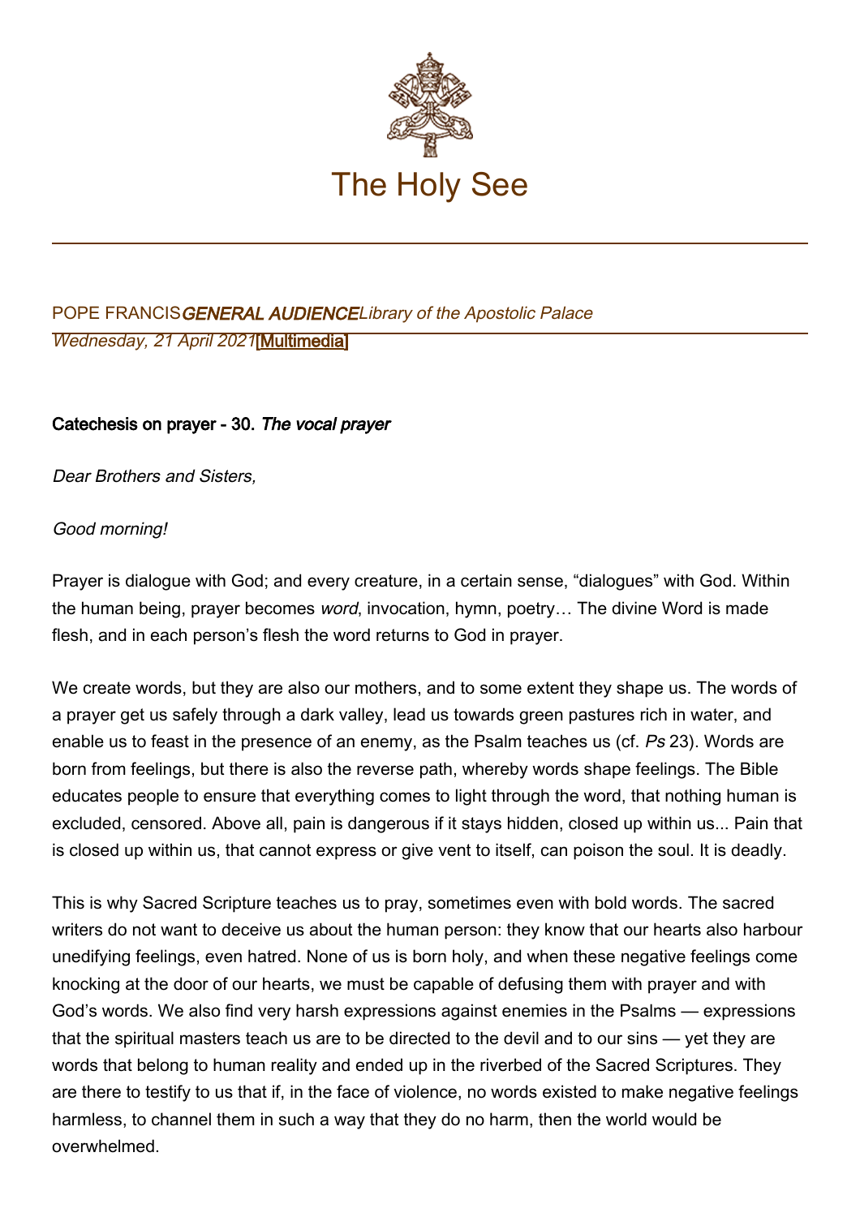# The Holy See

POPE FRANCIS *GENERAL AUDIENCE* *Library of the Apostolic Palace*
*Wednesday, 21 April 2021* [Multimedia]

**Catechesis on prayer - 30. *The vocal prayer***

*Dear Brothers and Sisters,*

*Good morning!*

Prayer is dialogue with God; and every creature, in a certain sense, "dialogues" with God. Within the human being, prayer becomes *word*, invocation, hymn, poetry… The divine Word is made flesh, and in each person's flesh the word returns to God in prayer.

We create words, but they are also our mothers, and to some extent they shape us. The words of a prayer get us safely through a dark valley, lead us towards green pastures rich in water, and enable us to feast in the presence of an enemy, as the Psalm teaches us (cf. *Ps* 23). Words are born from feelings, but there is also the reverse path, whereby words shape feelings. The Bible educates people to ensure that everything comes to light through the word, that nothing human is excluded, censored. Above all, pain is dangerous if it stays hidden, closed up within us... Pain that is closed up within us, that cannot express or give vent to itself, can poison the soul. It is deadly.

This is why Sacred Scripture teaches us to pray, sometimes even with bold words. The sacred writers do not want to deceive us about the human person: they know that our hearts also harbour unedifying feelings, even hatred. None of us is born holy, and when these negative feelings come knocking at the door of our hearts, we must be capable of defusing them with prayer and with God's words. We also find very harsh expressions against enemies in the Psalms — expressions that the spiritual masters teach us are to be directed to the devil and to our sins — yet they are words that belong to human reality and ended up in the riverbed of the Sacred Scriptures. They are there to testify to us that if, in the face of violence, no words existed to make negative feelings harmless, to channel them in such a way that they do no harm, then the world would be overwhelmed.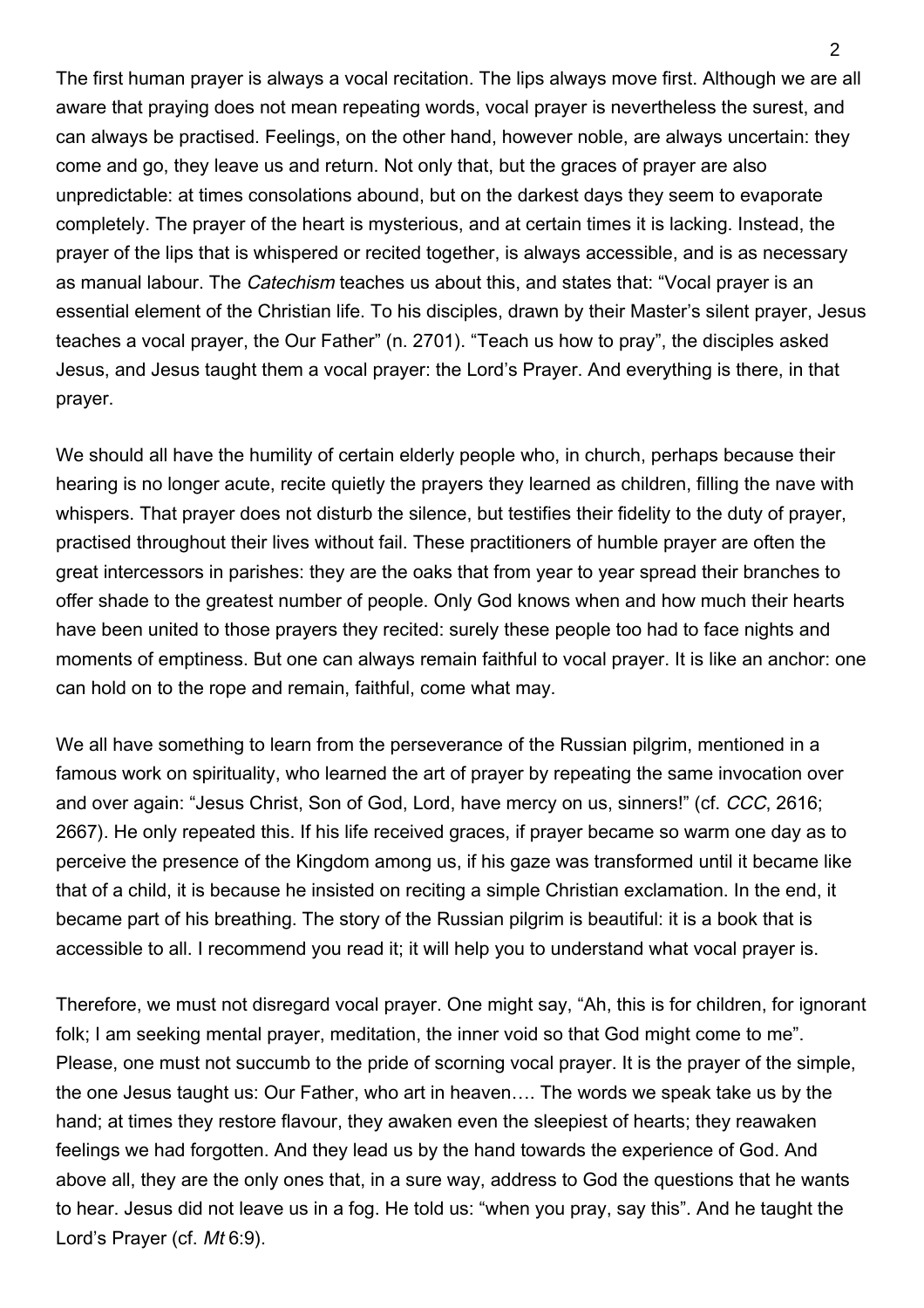The first human prayer is always a vocal recitation. The lips always move first. Although we are all aware that praying does not mean repeating words, vocal prayer is nevertheless the surest, and can always be practised. Feelings, on the other hand, however noble, are always uncertain: they come and go, they leave us and return. Not only that, but the graces of prayer are also unpredictable: at times consolations abound, but on the darkest days they seem to evaporate completely. The prayer of the heart is mysterious, and at certain times it is lacking. Instead, the prayer of the lips that is whispered or recited together, is always accessible, and is as necessary as manual labour. The *Catechism* teaches us about this, and states that: "Vocal prayer is an essential element of the Christian life. To his disciples, drawn by their Master's silent prayer, Jesus teaches a vocal prayer, the Our Father" (n. 2701). "Teach us how to pray", the disciples asked Jesus, and Jesus taught them a vocal prayer: the Lord's Prayer. And everything is there, in that prayer.

We should all have the humility of certain elderly people who, in church, perhaps because their hearing is no longer acute, recite quietly the prayers they learned as children, filling the nave with whispers. That prayer does not disturb the silence, but testifies their fidelity to the duty of prayer, practised throughout their lives without fail. These practitioners of humble prayer are often the great intercessors in parishes: they are the oaks that from year to year spread their branches to offer shade to the greatest number of people. Only God knows when and how much their hearts have been united to those prayers they recited: surely these people too had to face nights and moments of emptiness. But one can always remain faithful to vocal prayer. It is like an anchor: one can hold on to the rope and remain, faithful, come what may.

We all have something to learn from the perseverance of the Russian pilgrim, mentioned in a famous work on spirituality, who learned the art of prayer by repeating the same invocation over and over again: "Jesus Christ, Son of God, Lord, have mercy on us, sinners!" (cf. *CCC*, 2616; 2667). He only repeated this. If his life received graces, if prayer became so warm one day as to perceive the presence of the Kingdom among us, if his gaze was transformed until it became like that of a child, it is because he insisted on reciting a simple Christian exclamation. In the end, it became part of his breathing. The story of the Russian pilgrim is beautiful: it is a book that is accessible to all. I recommend you read it; it will help you to understand what vocal prayer is.

Therefore, we must not disregard vocal prayer. One might say, "Ah, this is for children, for ignorant folk; I am seeking mental prayer, meditation, the inner void so that God might come to me". Please, one must not succumb to the pride of scorning vocal prayer. It is the prayer of the simple, the one Jesus taught us: Our Father, who art in heaven…. The words we speak take us by the hand; at times they restore flavour, they awaken even the sleepiest of hearts; they reawaken feelings we had forgotten. And they lead us by the hand towards the experience of God. And above all, they are the only ones that, in a sure way, address to God the questions that he wants to hear. Jesus did not leave us in a fog. He told us: "when you pray, say this". And he taught the Lord's Prayer (cf. *Mt* 6:9).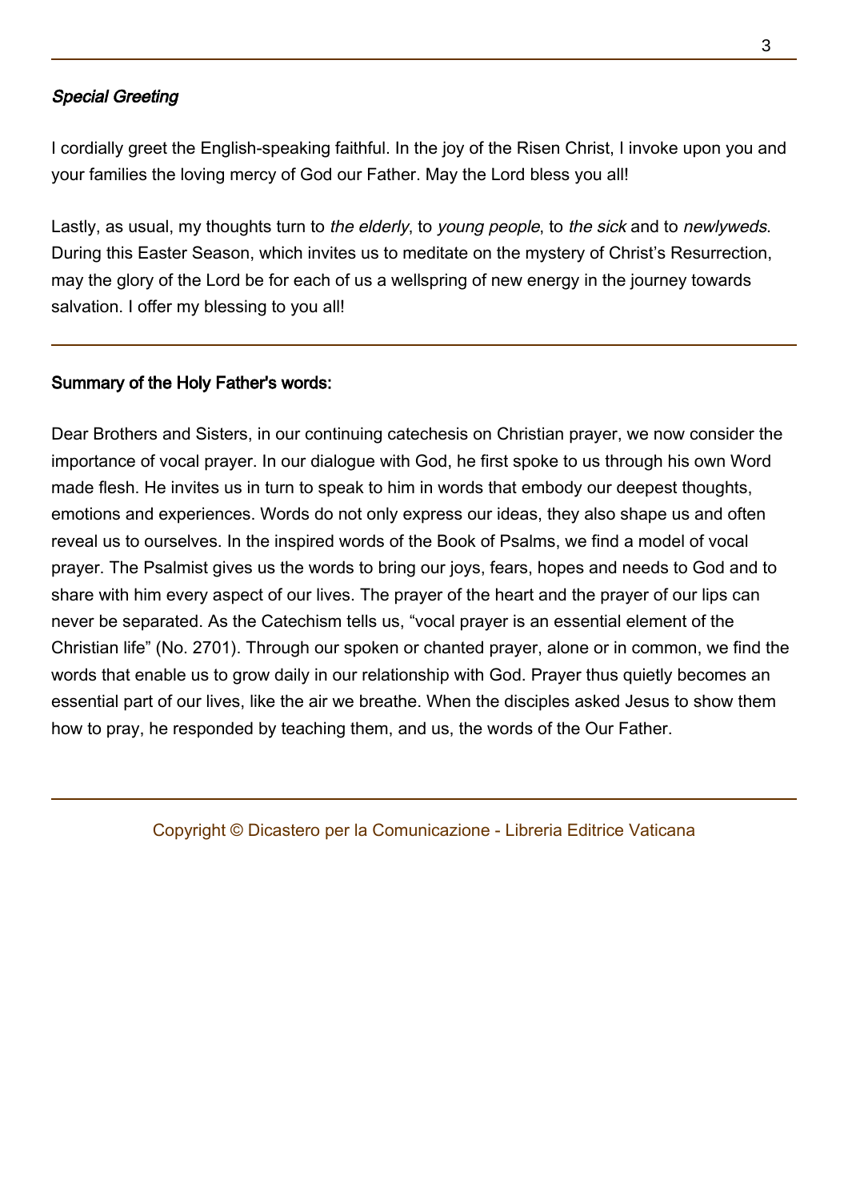***Special Greeting***

I cordially greet the English-speaking faithful. In the joy of the Risen Christ, I invoke upon you and your families the loving mercy of God our Father. May the Lord bless you all!

Lastly, as usual, my thoughts turn to *the elderly*, to *young people*, to *the sick* and to *newlyweds*. During this Easter Season, which invites us to meditate on the mystery of Christ's Resurrection, may the glory of the Lord be for each of us a wellspring of new energy in the journey towards salvation. I offer my blessing to you all!

---

**Summary of the Holy Father's words:**

Dear Brothers and Sisters, in our continuing catechesis on Christian prayer, we now consider the importance of vocal prayer. In our dialogue with God, he first spoke to us through his own Word made flesh. He invites us in turn to speak to him in words that embody our deepest thoughts, emotions and experiences. Words do not only express our ideas, they also shape us and often reveal us to ourselves. In the inspired words of the Book of Psalms, we find a model of vocal prayer. The Psalmist gives us the words to bring our joys, fears, hopes and needs to God and to share with him every aspect of our lives. The prayer of the heart and the prayer of our lips can never be separated. As the Catechism tells us, "vocal prayer is an essential element of the Christian life" (No. 2701). Through our spoken or chanted prayer, alone or in common, we find the words that enable us to grow daily in our relationship with God. Prayer thus quietly becomes an essential part of our lives, like the air we breathe. When the disciples asked Jesus to show them how to pray, he responded by teaching them, and us, the words of the Our Father.

---

Copyright © Dicastero per la Comunicazione - Libreria Editrice Vaticana